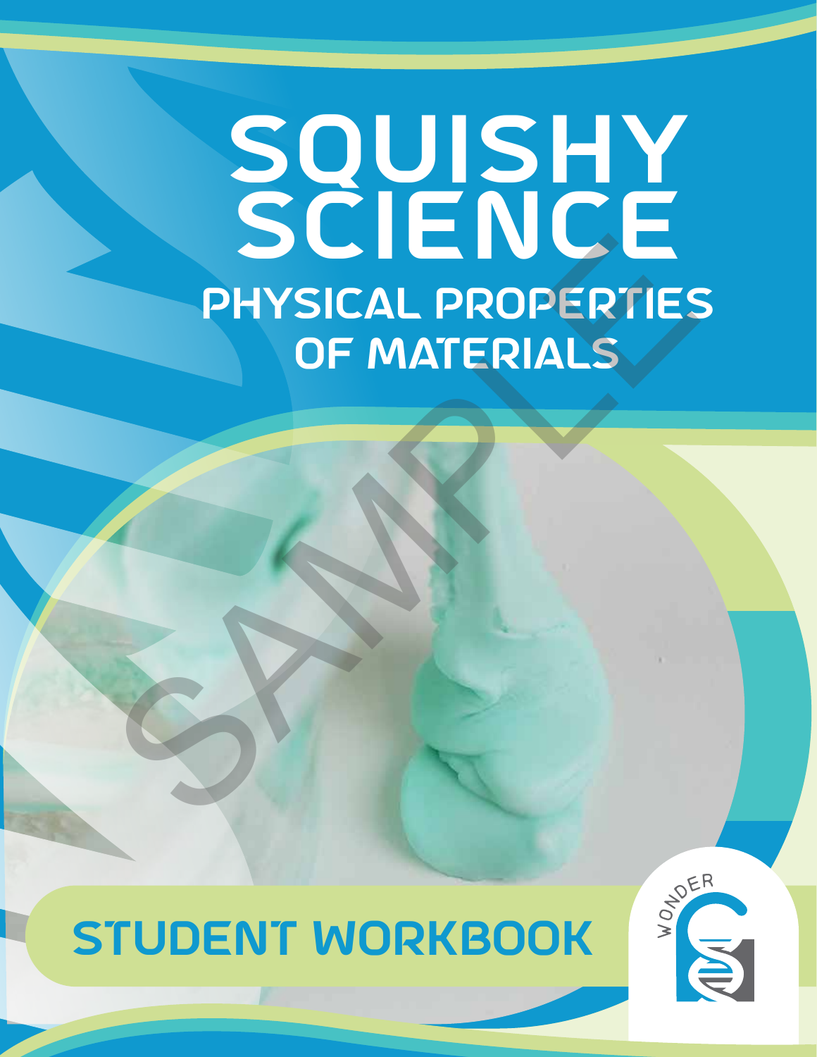# SQUISHY SCIENCE

## PHYSICAL PROPERTIES OF MATERIALS

SAMPLE

## STUDENT WORKBOOK

WONDER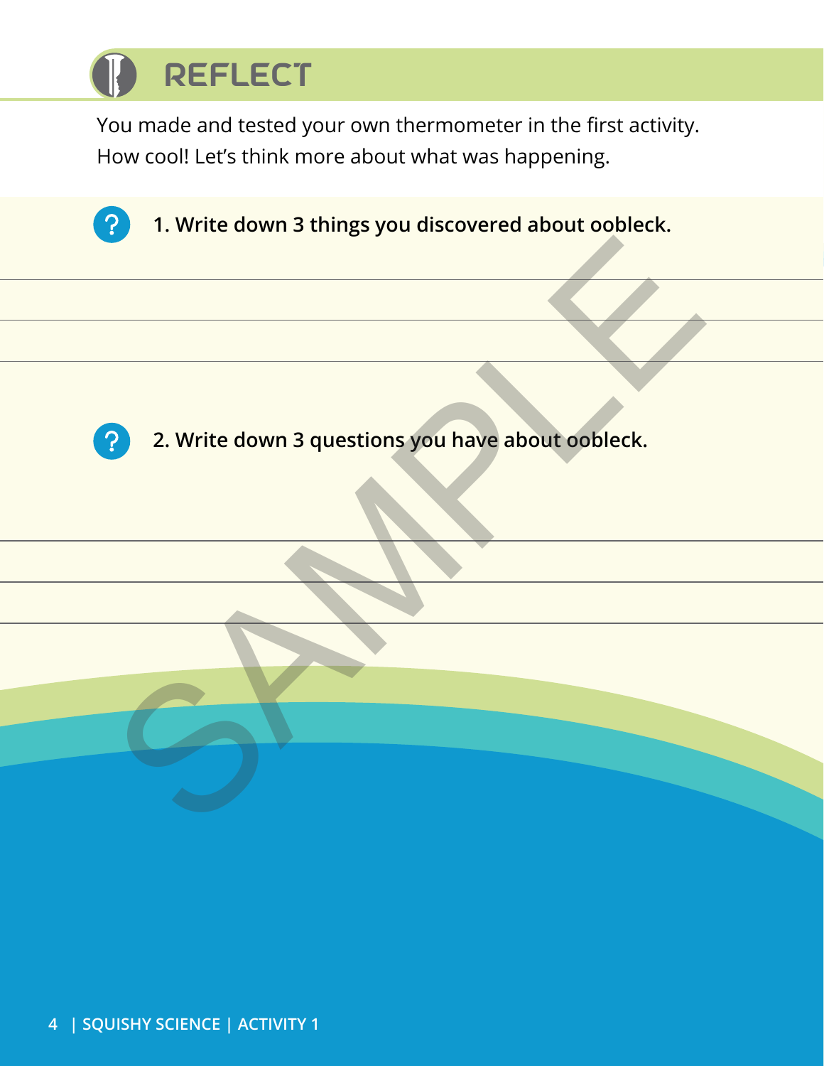## REFLECT

You made and tested your own thermometer in the first activity. How cool! Let's think more about what was happening.

**1. Write down 3 things you discovered about oobleck.**

**2. Write down 3 questions you have about oobleck.**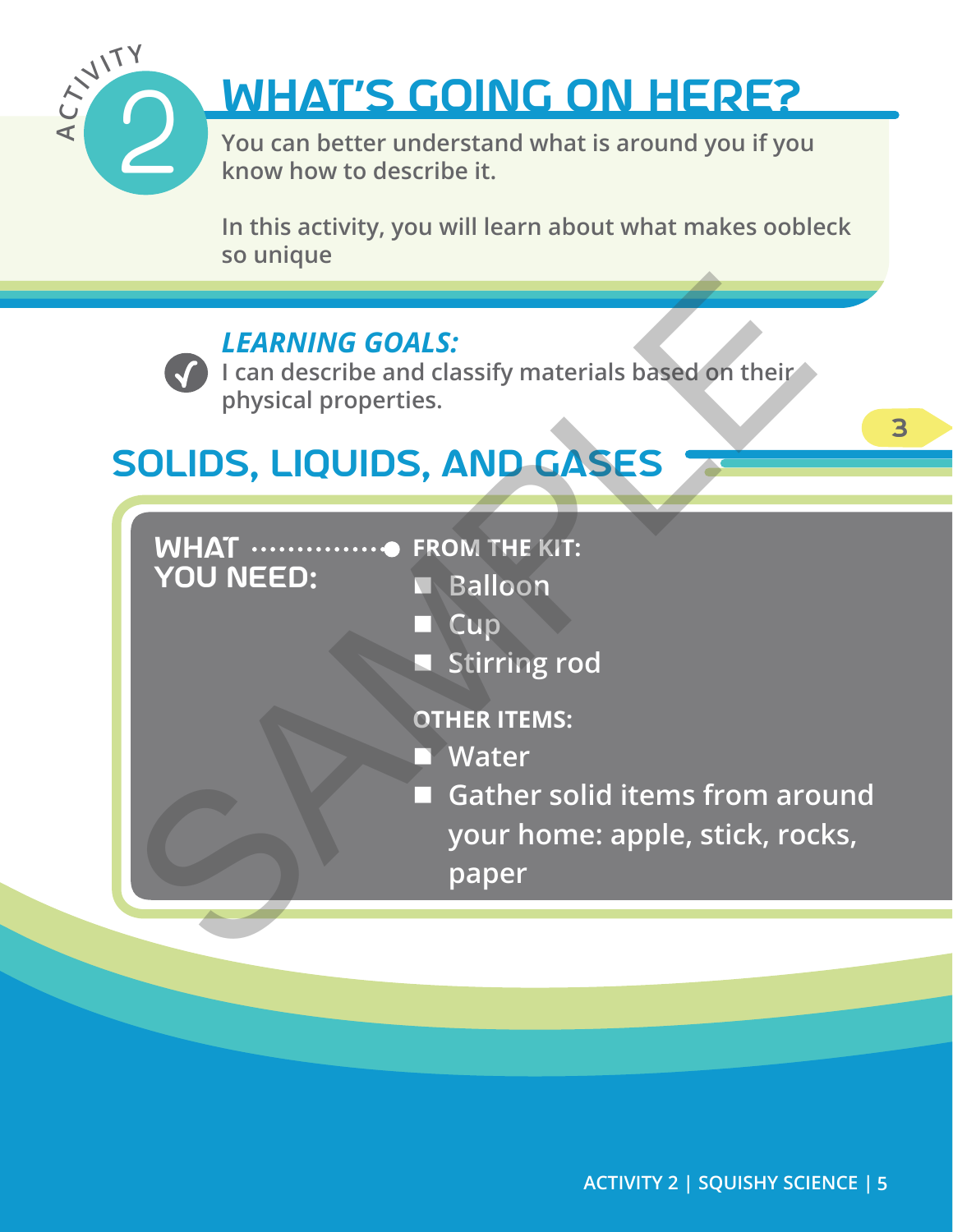ACTIVITY 2

# WHAT'S GOING ON HERE?

**You can better understand what is around you if you know how to describe it.**

**In this activity, you will learn about what makes oobleck so unique**

### *LEARNING GOALS:*

**I can describe and classify materials based on their physical properties.**

## SOLIDS, LIQUIDS, AND GASES

**WHAT YOU NEED:**

**FROM THE KIT:**

- Balloon
- Cup
- Stirring rod

**OTHER ITEMS:**

- Water
- Gather solid items from around your home: apple, stick, rocks, paper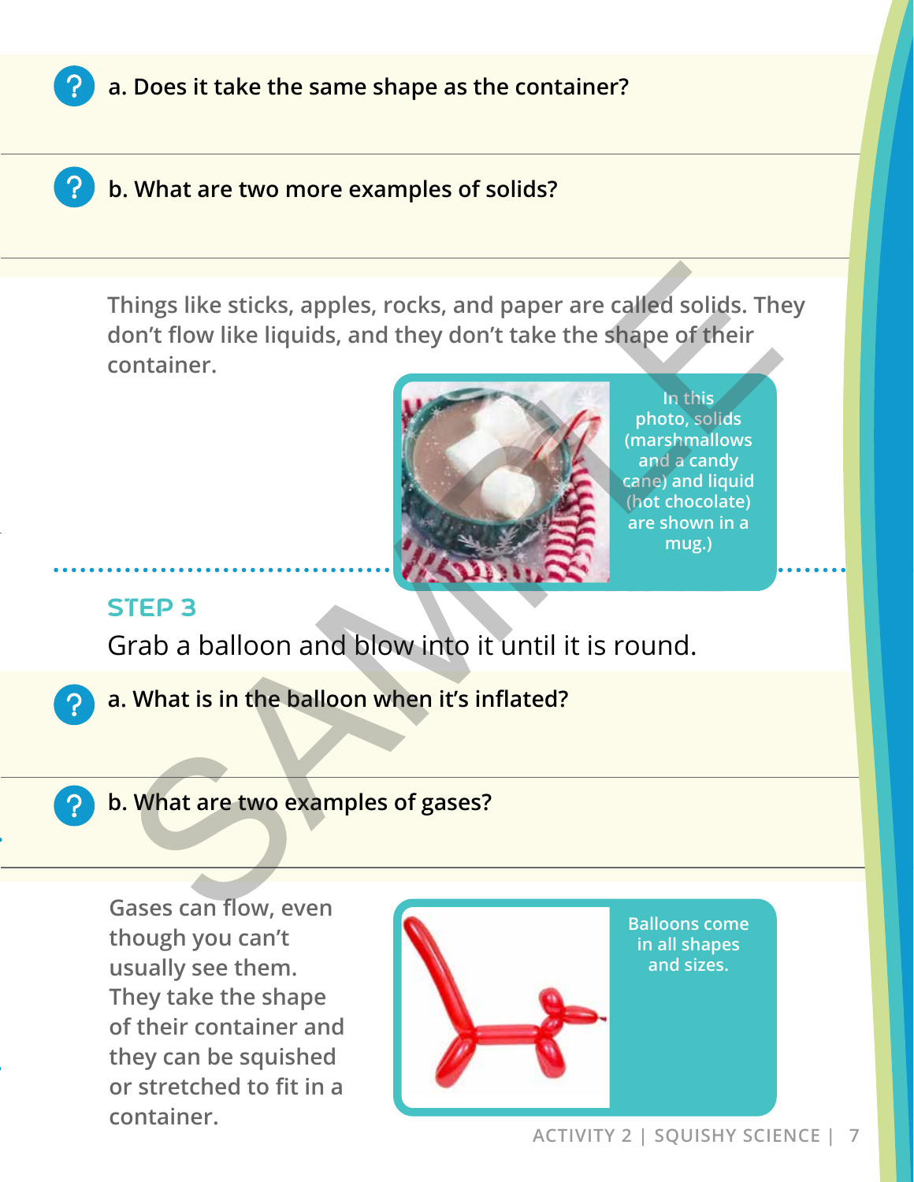a. Does it take the same shape as the container?

b. What are two more examples of solids?

Things like sticks, apples, rocks, and paper are called solids. They don't flow like liquids, and they don't take the shape of their container.

In this photo, solids (marshmallows and a candy cane) and liquid (hot chocolate) are shown in a mug.)

## STEP 3

Grab a balloon and blow into it until it is round.

a. What is in the balloon when it's inflated?

b. What are two examples of gases?

Gases can flow, even though you can't usually see them. They take the shape of their container and they can be squished or stretched to fit in a container.

Balloons come in all shapes and sizes.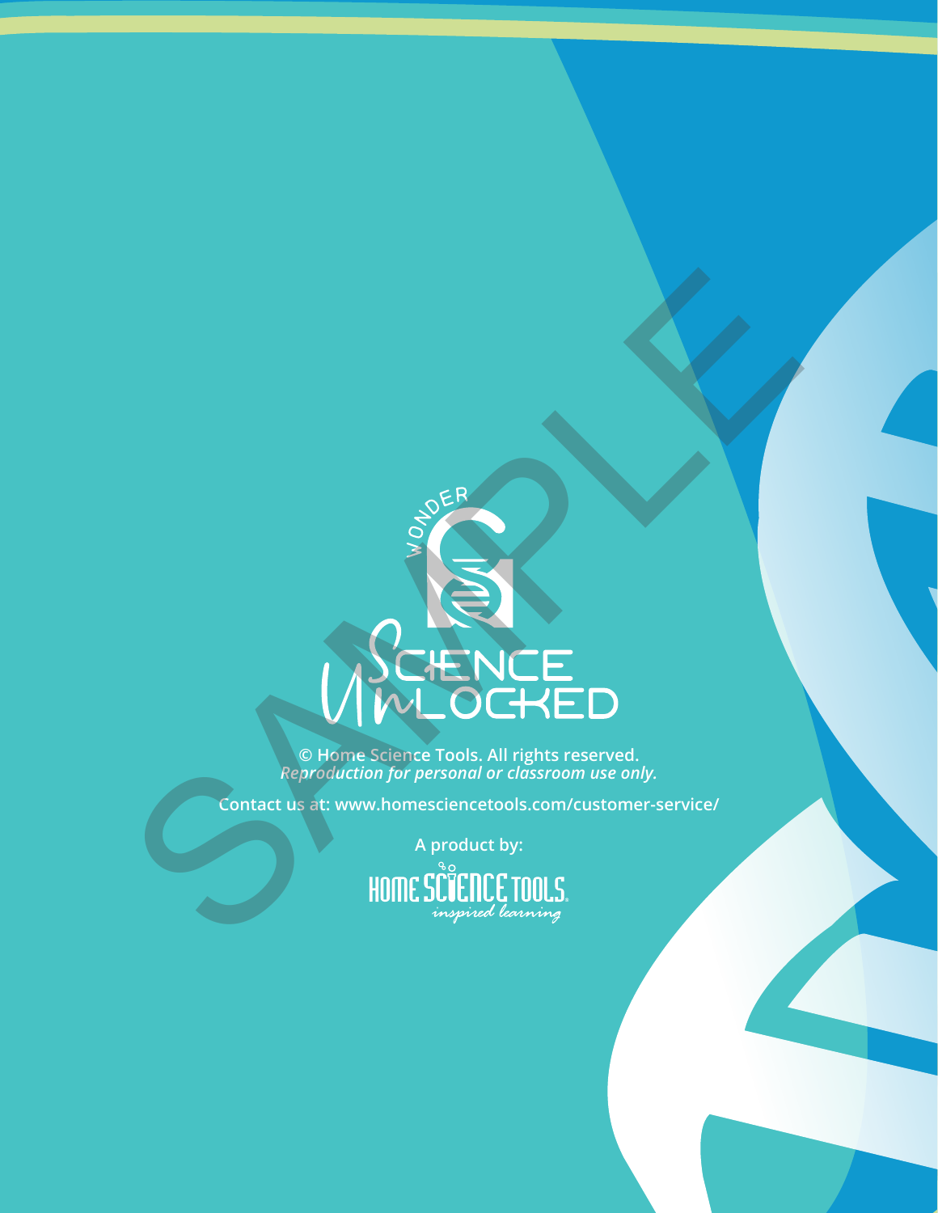© Home Science Tools. All rights reserved.
*Reproduction for personal or classroom use only.*

Contact us at: www.homesciencetools.com/customer-service/

A product by: